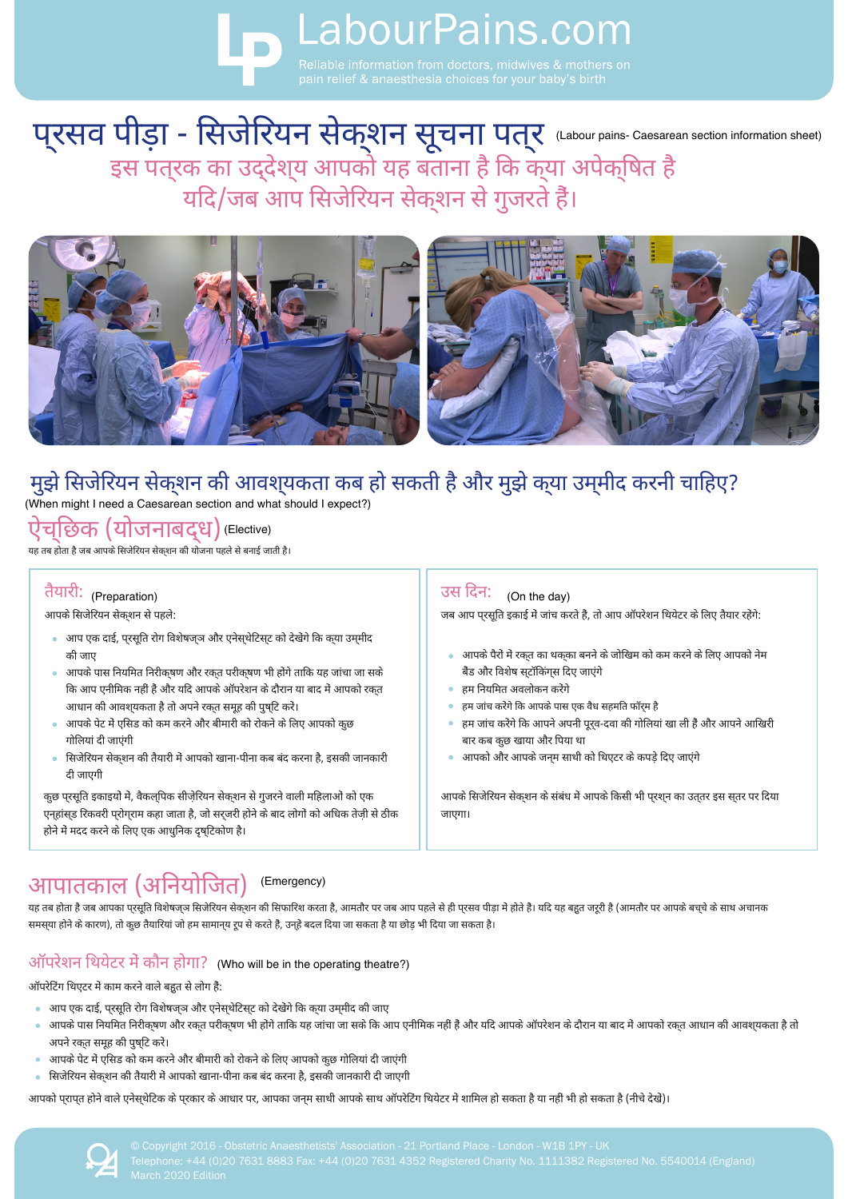# LabourPains.com

Reliable information from doctors, midwives & mothers on pain relief & anaesthesia choices for your baby's birth

# प्रसव पीड़ा - सिजेरियन सेक्शन सूचना पत्र (Labour pains- Caesarean section information sheet)

## इस पत्रक का उद्देश्य आपको यह बताना है कि क्या अपेक्षित है यदि/जब आप सिजेरियन सेक्शन से गुजरते हैं।

## मुझे सिजेरियन सेक्शन की आवश्यकता कब हो सकती है और मुझे क्या उम्मीद करनी चाहिए?

(When might I need a Caesarean section and what should I expect?)

### ऐच्छिक (योजनाबद्ध) (Elective)

यह तब होता है जब आपके सिजेरियन सेक्शन की योजना पहले से बनाई जाती है।

#### तैयारी: (Preparation)

आपके सिजेरियन सेक्शन से पहले:

- आप एक दाई, प्रसूति रोग विशेषज्ञ और एनेस्थेटिस्ट को देखेंगे कि क्या उम्मीद की जाए
- आपके पास नियमित निरीक्षण और रक्त परीक्षण भी होंगे ताकि यह जांचा जा सके कि आप एनीमिक नहीं हैं और यदि आपके ऑपरेशन के दौरान या बाद में आपको रक्त आधान की आवश्यकता है तो अपने रक्त समूह की पुष्टि करें।
- आपके पेट में एसिड को कम करने और बीमारी को रोकने के लिए आपको कुछ गोलियां दी जाएंगी
- सिजेरियन सेक्शन की तैयारी में आपको खाना-पीना कब बंद करना है, इसकी जानकारी दी जाएगी

कुछ प्रसूति इकाइयों में, वैकल्पिक सीज़ेरियन सेक्शन से गुजरने वाली महिलाओं को एक एन्हांस्ड रिकवरी प्रोग्राम कहा जाता है, जो सर्जरी होने के बाद लोगों को अधिक तेज़ी से ठीक होने में मदद करने के लिए एक आधुनिक दृष्टिकोण है।

#### उस दिन: (On the day)

जब आप प्रसूति इकाई में जांच करते हैं, तो आप ऑपरेशन थियेटर के लिए तैयार रहेंगे:

- आपके पैरों में रक्त का थक्का बनने के जोखिम को कम करने के लिए आपको नेम बैंड और विशेष स्टॉकिंग्स दिए जाएंगे
- हम नियमित अवलोकन करेंगे
- हम जांच करेंगे कि आपके पास एक वैध सहमति फॉर्म है
- हम जांच करेंगे कि आपने अपनी पूर्व-दवा की गोलियां खा ली हैं और आपने आखिरी बार कब कुछ खाया और पिया था
- आपको और आपके जन्म साथी को थिएटर के कपड़े दिए जाएंगे

आपके सिजेरियन सेक्शन के संबंध में आपके किसी भी प्रश्न का उत्तर इस स्तर पर दिया जाएगा।

### आपातकाल (अनियोजित) (Emergency)

यह तब होता है जब आपका प्रसूति विशेषज्ञ सिजेरियन सेक्शन की सिफारिश करता है, आमतौर पर जब आप पहले से ही प्रसव पीड़ा में होते हैं। यदि यह बहुत जरूरी है (आमतौर पर आपके बच्चे के साथ अचानक समस्या होने के कारण), तो कुछ तैयारियां जो हम सामान्य रूप से करते हैं, उन्हें बदल दिया जा सकता है या छोड़ भी दिया जा सकता है।

#### ऑपरेशन थियेटर में कौन होगा? (Who will be in the operating theatre?)

ऑपरेटिंग थिएटर में काम करने वाले बहुत से लोग हैं:

- आप एक दाई, प्रसूति रोग विशेषज्ञ और एनेस्थेटिस्ट को देखेंगे कि क्या उम्मीद की जाए
- आपके पास नियमित निरीक्षण और रक्त परीक्षण भी होंगे ताकि यह जांचा जा सके कि आप एनीमिक नहीं हैं और यदि आपके ऑपरेशन के दौरान या बाद में आपको रक्त आधान की आवश्यकता है तो अपने रक्त समूह की पुष्टि करें।
- आपके पेट में एसिड को कम करने और बीमारी को रोकने के लिए आपको कुछ गोलियां दी जाएंगी
- सिजेरियन सेक्शन की तैयारी में आपको खाना-पीना कब बंद करना है, इसकी जानकारी दी जाएगी

आपको प्राप्त होने वाले एनेस्थेटिक के प्रकार के आधार पर, आपका जन्म साथी आपके साथ ऑपरेटिंग थिएटर में शामिल हो सकता है या नहीं भी हो सकता है (नीचे देखें)।

© Copyright 2016 - Obstetric Anaesthetists' Association - 21 Portland Place - London - W1B 1PY - UK
Telephone: +44 (0)20 7631 8883 Fax: +44 (0)20 7631 4352 Registered Charity No. 1111382 Registered No. 5540014 (England)
March 2020 Edition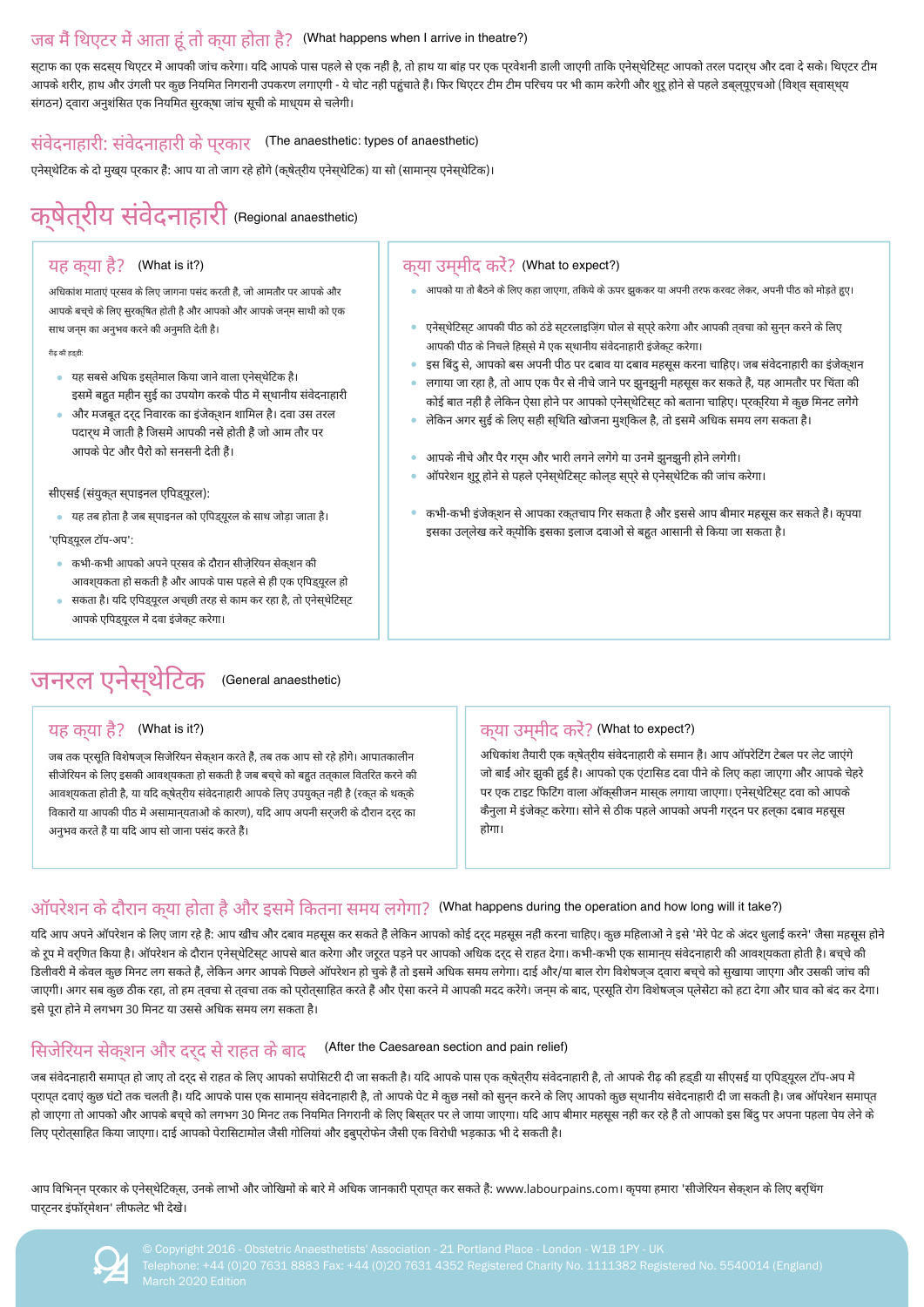## जब मैं थिएटर में आता हूं तो क्या होता है? (What happens when I arrive in theatre?)

स्टाफ का एक सदस्य थिएटर में आपकी जांच करेगा। यदि आपके पास पहले से एक नहीं है, तो हाथ या बांह पर एक प्रवेशनी डाली जाएगी ताकि एनेस्थेटिस्ट आपको तरल पदार्थ और दवा दे सके। थिएटर टीम आपके शरीर, हाथ और उंगली पर कुछ नियमित निगरानी उपकरण लगाएगी - ये चोट नहीं पहुंचाते हैं। फिर थिएटर टीम टीम परिचय पर भी काम करेगी और शुरू होने से पहले डब्ल्यूएचओ (विश्व स्वास्थ्य संगठन) द्वारा अनुशंसित एक नियमित सुरक्षा जांच सूची के माध्यम से चलेगी।

## संवेदनाहारी: संवेदनाहारी के प्रकार (The anaesthetic: types of anaesthetic)

एनेस्थेटिक के दो मुख्य प्रकार हैं: आप या तो जाग रहे होंगे (क्षेत्रीय एनेस्थेटिक) या सो (सामान्य एनेस्थेटिक)।

# क्षेत्रीय संवेदनाहारी (Regional anaesthetic)

### यह क्या है? (What is it?)

अधिकांश माताएं प्रसव के लिए जागना पसंद करती हैं, जो आमतौर पर आपके और आपके बच्चे के लिए सुरक्षित होती है और आपको और आपके जन्म साथी को एक साथ जन्म का अनुभव करने की अनुमति देती है।

रीढ़ की हड्डी:

- यह सबसे अधिक इस्तेमाल किया जाने वाला एनेस्थेटिक है। इसमें बहुत महीन सुई का उपयोग करके पीठ में स्थानीय संवेदनाहारी
- और मजबूत दर्द निवारक का इंजेक्शन शामिल है। दवा उस तरल पदार्थ में जाती है जिसमें आपकी नसें होती हैं जो आम तौर पर आपके पेट और पैरों को सनसनी देती हैं।

सीएसई (संयुक्त स्पाइनल एपिड्यूरल):

- यह तब होता है जब स्पाइनल को एपिड्यूरल के साथ जोड़ा जाता है।

'एपिड्यूरल टॉप-अप':

- कभी-कभी आपको अपने प्रसव के दौरान सीज़ेरियन सेक्शन की आवश्यकता हो सकती है और आपके पास पहले से ही एक एपिड्यूरल हो
- सकता है। यदि एपिड्यूरल अच्छी तरह से काम कर रहा है, तो एनेस्थेटिस्ट आपके एपिड्यूरल में दवा इंजेक्ट करेगा।

### क्या उम्मीद करें? (What to expect?)

- आपको या तो बैठने के लिए कहा जाएगा, तकिये के ऊपर झुककर या अपनी तरफ करवट लेकर, अपनी पीठ को मोड़ते हुए।
- एनेस्थेटिस्ट आपकी पीठ को ठंडे स्टरलाइज़िंग घोल से स्प्रे करेगा और आपकी त्वचा को सुन्न करने के लिए आपकी पीठ के निचले हिस्से में एक स्थानीय संवेदनाहारी इंजेक्ट करेगा।
- इस बिंदु से, आपको बस अपनी पीठ पर दबाव या दबाव महसूस करना चाहिए। जब संवेदनाहारी का इंजेक्शन
- लगाया जा रहा है, तो आप एक पैर से नीचे जाने पर झुनझुनी महसूस कर सकते हैं, यह आमतौर पर चिंता की कोई बात नहीं है लेकिन ऐसा होने पर आपको एनेस्थेटिस्ट को बताना चाहिए। प्रक्रिया में कुछ मिनट लगेंगे
- लेकिन अगर सुई के लिए सही स्थिति खोजना मुश्किल है, तो इसमें अधिक समय लग सकता है।
- आपके नीचे और पैर गर्म और भारी लगने लगेंगे या उनमें झुनझुनी होने लगेगी।
- ऑपरेशन शुरू होने से पहले एनेस्थेटिस्ट कोल्ड स्प्रे से एनेस्थेटिक की जांच करेगा।
- कभी-कभी इंजेक्शन से आपका रक्तचाप गिर सकता है और इससे आप बीमार महसूस कर सकते हैं। कृपया इसका उल्लेख करें क्योंकि इसका इलाज दवाओं से बहुत आसानी से किया जा सकता है।

# जनरल एनेस्थेटिक (General anaesthetic)

### यह क्या है? (What is it?)

जब तक प्रसूति विशेषज्ञ सिजेरियन सेक्शन करते हैं, तब तक आप सो रहे होंगे। आपातकालीन सीजेरियन के लिए इसकी आवश्यकता हो सकती है जब बच्चे को बहुत तत्काल वितरित करने की आवश्यकता होती है, या यदि क्षेत्रीय संवेदनाहारी आपके लिए उपयुक्त नहीं है (रक्त के थक्के विकारों या आपकी पीठ में असामान्यताओं के कारण), यदि आप अपनी सर्जरी के दौरान दर्द का अनुभव करते हैं या यदि आप सो जाना पसंद करते हैं।

### क्या उम्मीद करें? (What to expect?)

अधिकांश तैयारी एक क्षेत्रीय संवेदनाहारी के समान हैं। आप ऑपरेटिंग टेबल पर लेट जाएंगे जो बाईं ओर झुकी हुई है। आपको एक एंटासिड दवा पीने के लिए कहा जाएगा और आपके चेहरे पर एक टाइट फिटिंग वाला ऑक्सीजन मास्क लगाया जाएगा। एनेस्थेटिस्ट दवा को आपके कैनुला में इंजेक्ट करेगा। सोने से ठीक पहले आपको अपनी गर्दन पर हल्का दबाव महसूस होगा।

## ऑपरेशन के दौरान क्या होता है और इसमें कितना समय लगेगा? (What happens during the operation and how long will it take?)

यदि आप अपने ऑपरेशन के लिए जाग रहे हैं: आप खींच और दबाव महसूस कर सकते हैं लेकिन आपको कोई दर्द महसूस नहीं करना चाहिए। कुछ महिलाओं ने इसे 'मेरे पेट के अंदर धुलाई करने' जैसा महसूस होने के रूप में वर्णित किया है। ऑपरेशन के दौरान एनेस्थेटिस्ट आपसे बात करेगा और जरूरत पड़ने पर आपको अधिक दर्द से राहत देगा। कभी-कभी एक सामान्य संवेदनाहारी की आवश्यकता होती है। बच्चे की डिलीवरी में केवल कुछ मिनट लग सकते हैं, लेकिन अगर आपके पिछले ऑपरेशन हो चुके हैं तो इसमें अधिक समय लगेगा। दाई और/या बाल रोग विशेषज्ञ द्वारा बच्चे को सुखाया जाएगा और उसकी जांच की जाएगी। अगर सब कुछ ठीक रहा, तो हम त्वचा से त्वचा तक को प्रोत्साहित करते हैं और ऐसा करने में आपकी मदद करेंगे। जन्म के बाद, प्रसूति रोग विशेषज्ञ प्लेसेंटा को हटा देगा और घाव को बंद कर देगा। इसे पूरा होने में लगभग 30 मिनट या उससे अधिक समय लग सकता है।

## सिजेरियन सेक्शन और दर्द से राहत के बाद (After the Caesarean section and pain relief)

जब संवेदनाहारी समाप्त हो जाए तो दर्द से राहत के लिए आपको सपोसिटरी दी जा सकती है। यदि आपके पास एक क्षेत्रीय संवेदनाहारी है, तो आपके रीढ़ की हड्डी या सीएसई या एपिड्यूरल टॉप-अप में प्राप्त दवाएं कुछ घंटों तक चलती हैं। यदि आपके पास एक सामान्य संवेदनाहारी है, तो आपके पेट में कुछ नसों को सुन्न करने के लिए आपको कुछ स्थानीय संवेदनाहारी दी जा सकती है। जब ऑपरेशन समाप्त हो जाएगा तो आपको और आपके बच्चे को लगभग 30 मिनट तक नियमित निगरानी के लिए बिस्तर पर ले जाया जाएगा। यदि आप बीमार महसूस नहीं कर रहे हैं तो आपको इस बिंदु पर अपना पहला पेय लेने के लिए प्रोत्साहित किया जाएगा। दाई आपको पेरासिटामोल जैसी गोलियां और इबुप्रोफेन जैसी एक विरोधी भड़काऊ भी दे सकती है।

आप विभिन्न प्रकार के एनेस्थेटिक्स, उनके लाभों और जोखिमों के बारे में अधिक जानकारी प्राप्त कर सकते हैं: www.labourpains.com। कृपया हमारा 'सीजेरियन सेक्शन के लिए बर्थिंग पार्टनर इंफॉर्मेशन' लीफलेट भी देखें।

© Copyright 2016 - Obstetric Anaesthetists' Association - 21 Portland Place - London - W1B 1PY - UK
Telephone: +44 (0)20 7631 8883 Fax: +44 (0)20 7631 4352 Registered Charity No. 1111382 Registered No. 5540014 (England)
March 2020 Edition